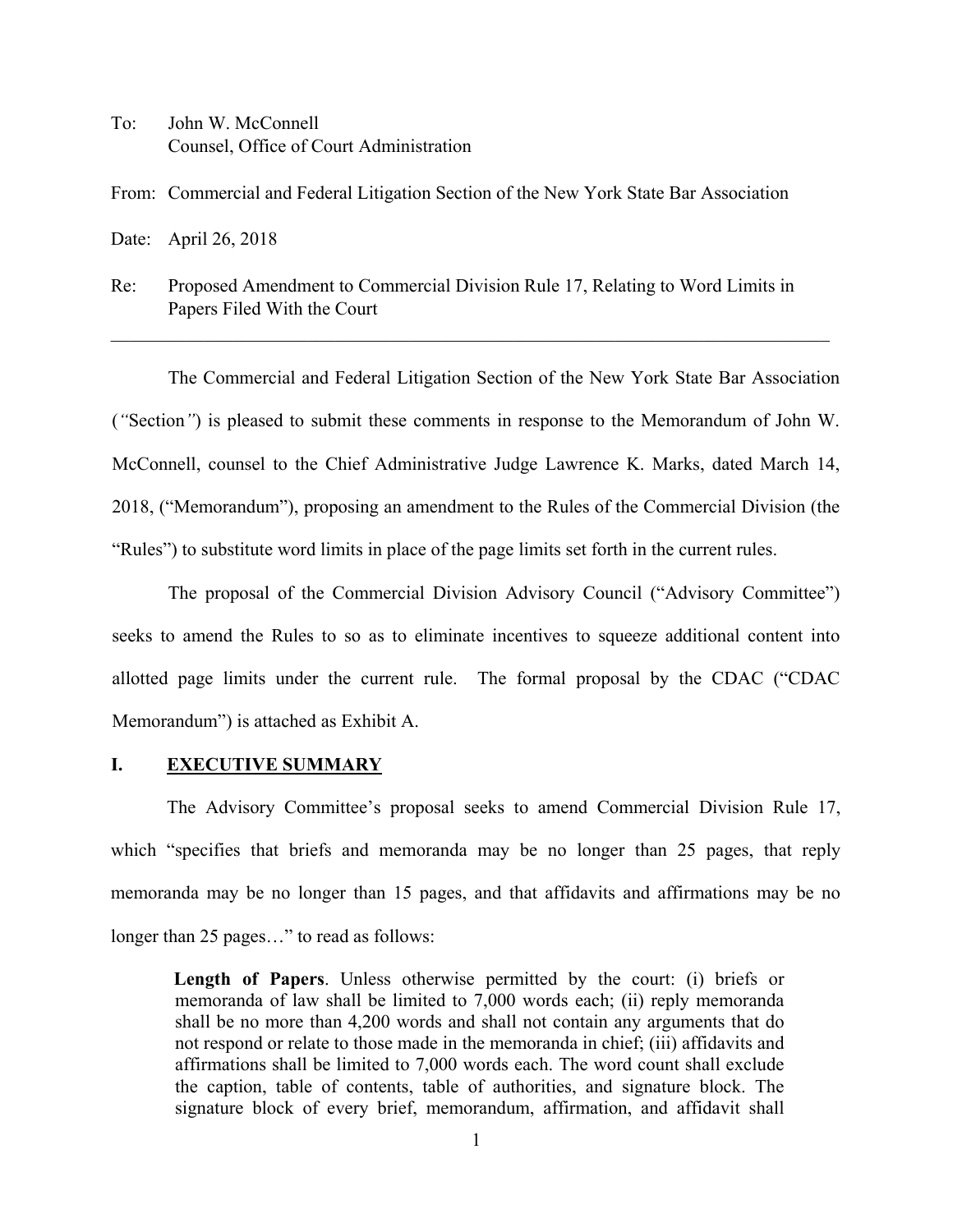To: John W. McConnell
Counsel, Office of Court Administration

From: Commercial and Federal Litigation Section of the New York State Bar Association

Date: April 26, 2018

Re: Proposed Amendment to Commercial Division Rule 17, Relating to Word Limits in Papers Filed With the Court

---

The Commercial and Federal Litigation Section of the New York State Bar Association (*"*Section*"*) is pleased to submit these comments in response to the Memorandum of John W. McConnell, counsel to the Chief Administrative Judge Lawrence K. Marks, dated March 14, 2018, ("Memorandum"), proposing an amendment to the Rules of the Commercial Division (the "Rules") to substitute word limits in place of the page limits set forth in the current rules.

The proposal of the Commercial Division Advisory Council ("Advisory Committee") seeks to amend the Rules to so as to eliminate incentives to squeeze additional content into allotted page limits under the current rule. The formal proposal by the CDAC ("CDAC Memorandum") is attached as Exhibit A.

## I. EXECUTIVE SUMMARY

The Advisory Committee's proposal seeks to amend Commercial Division Rule 17, which "specifies that briefs and memoranda may be no longer than 25 pages, that reply memoranda may be no longer than 15 pages, and that affidavits and affirmations may be no longer than 25 pages…" to read as follows:

> **Length of Papers**. Unless otherwise permitted by the court: (i) briefs or memoranda of law shall be limited to 7,000 words each; (ii) reply memoranda shall be no more than 4,200 words and shall not contain any arguments that do not respond or relate to those made in the memoranda in chief; (iii) affidavits and affirmations shall be limited to 7,000 words each. The word count shall exclude the caption, table of contents, table of authorities, and signature block. The signature block of every brief, memorandum, affirmation, and affidavit shall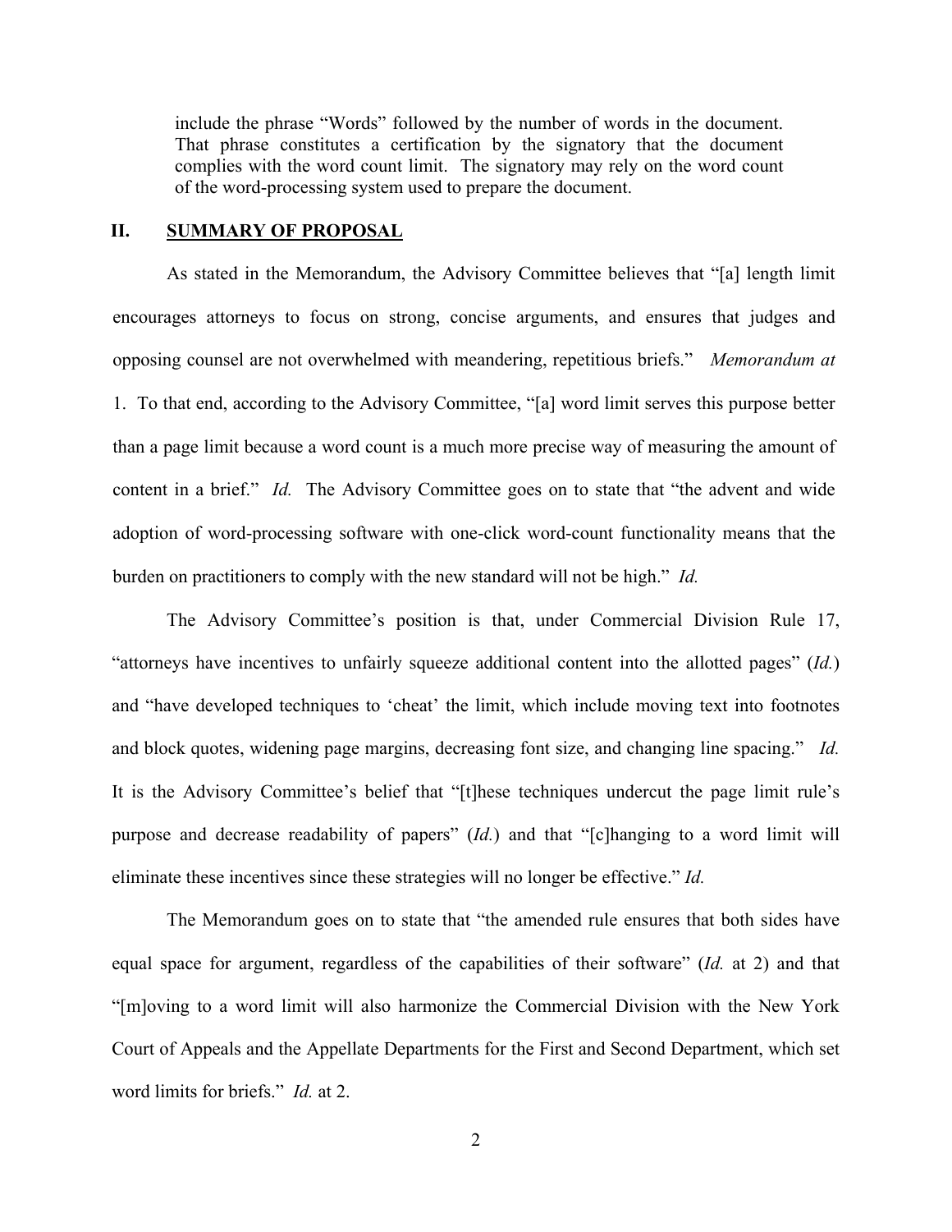> include the phrase “Words” followed by the number of words in the document. That phrase constitutes a certification by the signatory that the document complies with the word count limit. The signatory may rely on the word count of the word-processing system used to prepare the document.

## II. SUMMARY OF PROPOSAL

As stated in the Memorandum, the Advisory Committee believes that “[a] length limit encourages attorneys to focus on strong, concise arguments, and ensures that judges and opposing counsel are not overwhelmed with meandering, repetitious briefs.” *Memorandum at* 1. To that end, according to the Advisory Committee, “[a] word limit serves this purpose better than a page limit because a word count is a much more precise way of measuring the amount of content in a brief.” *Id.* The Advisory Committee goes on to state that “the advent and wide adoption of word-processing software with one-click word-count functionality means that the burden on practitioners to comply with the new standard will not be high.” *Id.*

The Advisory Committee’s position is that, under Commercial Division Rule 17, “attorneys have incentives to unfairly squeeze additional content into the allotted pages” (*Id.*) and “have developed techniques to ‘cheat’ the limit, which include moving text into footnotes and block quotes, widening page margins, decreasing font size, and changing line spacing.” *Id.* It is the Advisory Committee’s belief that “[t]hese techniques undercut the page limit rule’s purpose and decrease readability of papers” (*Id.*) and that “[c]hanging to a word limit will eliminate these incentives since these strategies will no longer be effective.” *Id.*

The Memorandum goes on to state that “the amended rule ensures that both sides have equal space for argument, regardless of the capabilities of their software” (*Id.* at 2) and that “[m]oving to a word limit will also harmonize the Commercial Division with the New York Court of Appeals and the Appellate Departments for the First and Second Department, which set word limits for briefs.” *Id.* at 2.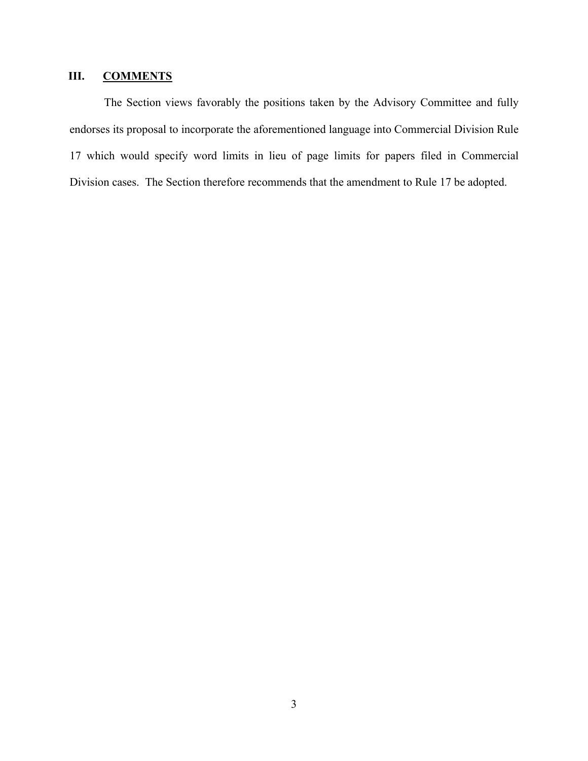## III. <u>COMMENTS</u>

The Section views favorably the positions taken by the Advisory Committee and fully endorses its proposal to incorporate the aforementioned language into Commercial Division Rule 17 which would specify word limits in lieu of page limits for papers filed in Commercial Division cases. The Section therefore recommends that the amendment to Rule 17 be adopted.